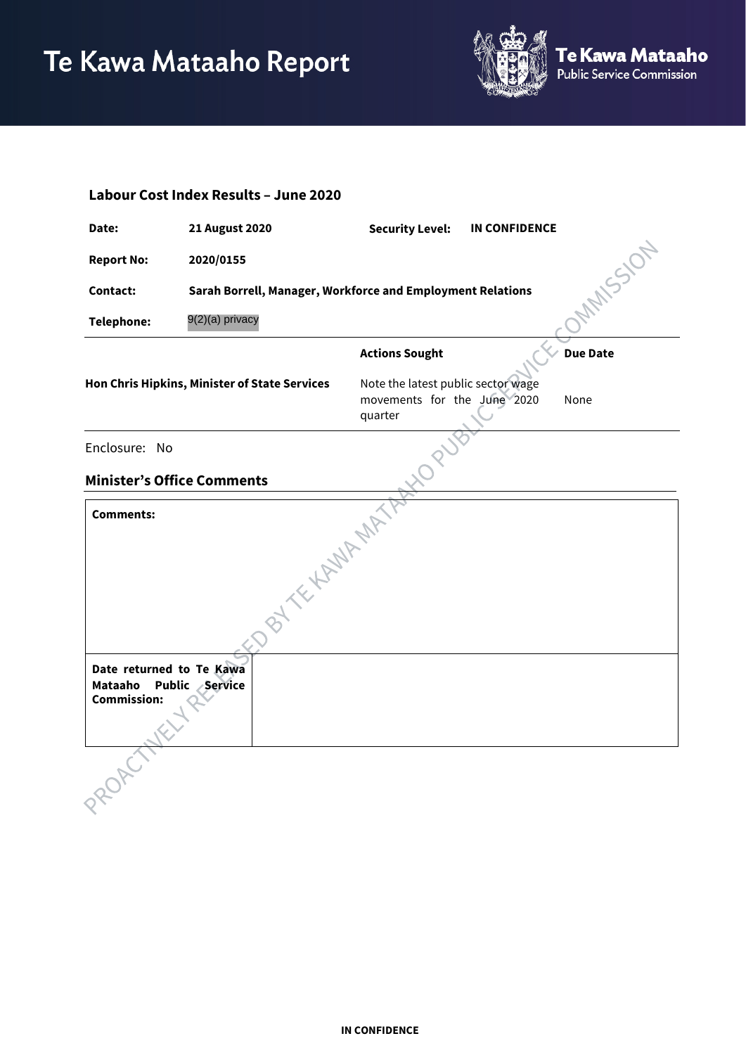# Te Kawa Mataaho Report

Te Kawa Mataaho
Public Service Commission

## Labour Cost Index Results – June 2020

| | | | |
|---|---|---|---|
| **Date:** | **21 August 2020** | **Security Level:** | **IN CONFIDENCE** |
| **Report No:** | **2020/0155** | | |
| **Contact:** | **Sarah Borrell, Manager, Workforce and Employment Relations** | | |
| **Telephone:** | 9(2)(a) privacy | | |

| | Actions Sought | Due Date |
|---|---|---|
| **Hon Chris Hipkins, Minister of State Services** | Note the latest public sector wage movements for the June 2020 quarter | None |

Enclosure: No

### Minister's Office Comments

| | |
|---|---|
| **Comments:** | |
| **Date returned to Te Kawa Mataaho Public Service Commission:** | |

PROACTIVELY RELEASED BY TE KAWA MATAAHO PUBLIC SERVICE COMMISSION

IN CONFIDENCE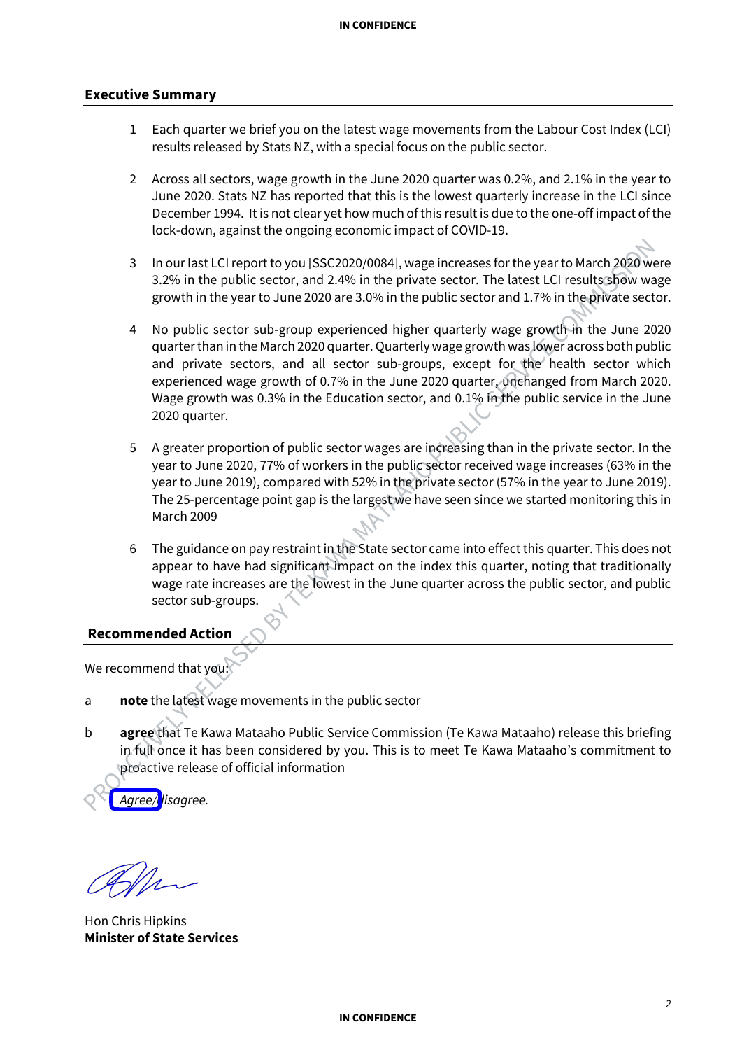## Executive Summary

1. Each quarter we brief you on the latest wage movements from the Labour Cost Index (LCI) results released by Stats NZ, with a special focus on the public sector.

2. Across all sectors, wage growth in the June 2020 quarter was 0.2%, and 2.1% in the year to June 2020. Stats NZ has reported that this is the lowest quarterly increase in the LCI since December 1994. It is not clear yet how much of this result is due to the one-off impact of the lock-down, against the ongoing economic impact of COVID-19.

3. In our last LCI report to you [SSC2020/0084], wage increases for the year to March 2020 were 3.2% in the public sector, and 2.4% in the private sector. The latest LCI results show wage growth in the year to June 2020 are 3.0% in the public sector and 1.7% in the private sector.

4. No public sector sub-group experienced higher quarterly wage growth in the June 2020 quarter than in the March 2020 quarter. Quarterly wage growth was lower across both public and private sectors, and all sector sub-groups, except for the health sector which experienced wage growth of 0.7% in the June 2020 quarter, unchanged from March 2020. Wage growth was 0.3% in the Education sector, and 0.1% in the public service in the June 2020 quarter.

5. A greater proportion of public sector wages are increasing than in the private sector. In the year to June 2020, 77% of workers in the public sector received wage increases (63% in the year to June 2019), compared with 52% in the private sector (57% in the year to June 2019). The 25-percentage point gap is the largest we have seen since we started monitoring this in March 2009

6. The guidance on pay restraint in the State sector came into effect this quarter. This does not appear to have had significant impact on the index this quarter, noting that traditionally wage rate increases are the lowest in the June quarter across the public sector, and public sector sub-groups.

## Recommended Action

We recommend that you:

a **note** the latest wage movements in the public sector

b **agree** that Te Kawa Mataaho Public Service Commission (Te Kawa Mataaho) release this briefing in full once it has been considered by you. This is to meet Te Kawa Mataaho's commitment to proactive release of official information

*Agree/disagree.*

Hon Chris Hipkins
**Minister of State Services**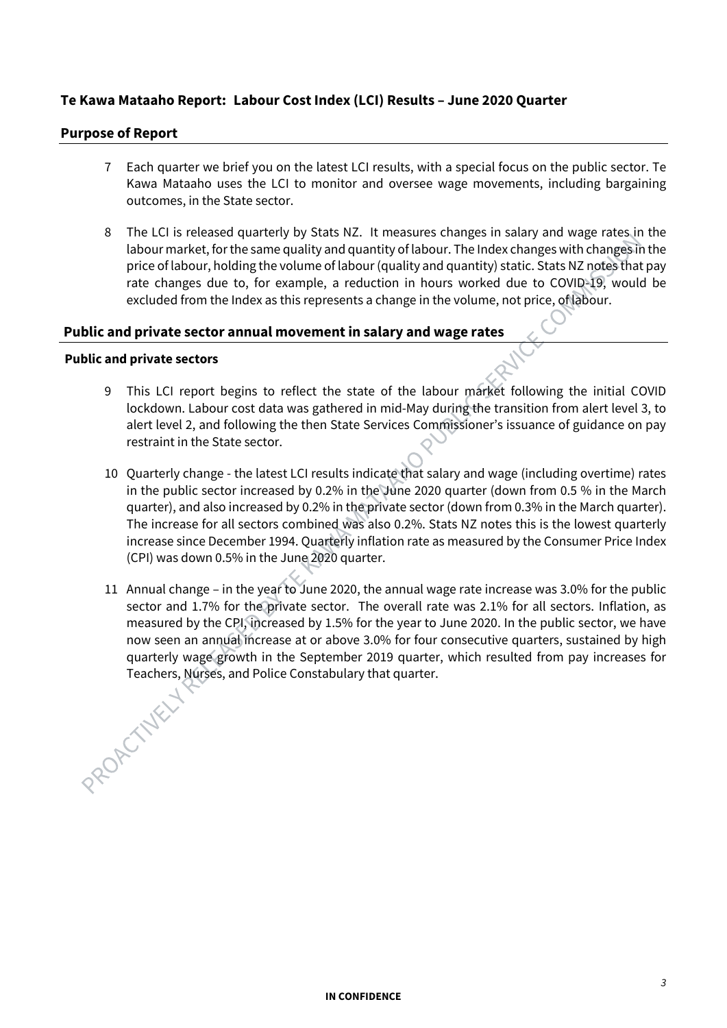## Te Kawa Mataaho Report: Labour Cost Index (LCI) Results – June 2020 Quarter

### Purpose of Report

7 Each quarter we brief you on the latest LCI results, with a special focus on the public sector. Te Kawa Mataaho uses the LCI to monitor and oversee wage movements, including bargaining outcomes, in the State sector.

8 The LCI is released quarterly by Stats NZ. It measures changes in salary and wage rates in the labour market, for the same quality and quantity of labour. The Index changes with changes in the price of labour, holding the volume of labour (quality and quantity) static. Stats NZ notes that pay rate changes due to, for example, a reduction in hours worked due to COVID-19, would be excluded from the Index as this represents a change in the volume, not price, of labour.

### Public and private sector annual movement in salary and wage rates

#### Public and private sectors

9 This LCI report begins to reflect the state of the labour market following the initial COVID lockdown. Labour cost data was gathered in mid-May during the transition from alert level 3, to alert level 2, and following the then State Services Commissioner's issuance of guidance on pay restraint in the State sector.

10 Quarterly change - the latest LCI results indicate that salary and wage (including overtime) rates in the public sector increased by 0.2% in the June 2020 quarter (down from 0.5 % in the March quarter), and also increased by 0.2% in the private sector (down from 0.3% in the March quarter). The increase for all sectors combined was also 0.2%. Stats NZ notes this is the lowest quarterly increase since December 1994. Quarterly inflation rate as measured by the Consumer Price Index (CPI) was down 0.5% in the June 2020 quarter.

11 Annual change – in the year to June 2020, the annual wage rate increase was 3.0% for the public sector and 1.7% for the private sector. The overall rate was 2.1% for all sectors. Inflation, as measured by the CPI, increased by 1.5% for the year to June 2020. In the public sector, we have now seen an annual increase at or above 3.0% for four consecutive quarters, sustained by high quarterly wage growth in the September 2019 quarter, which resulted from pay increases for Teachers, Nurses, and Police Constabulary that quarter.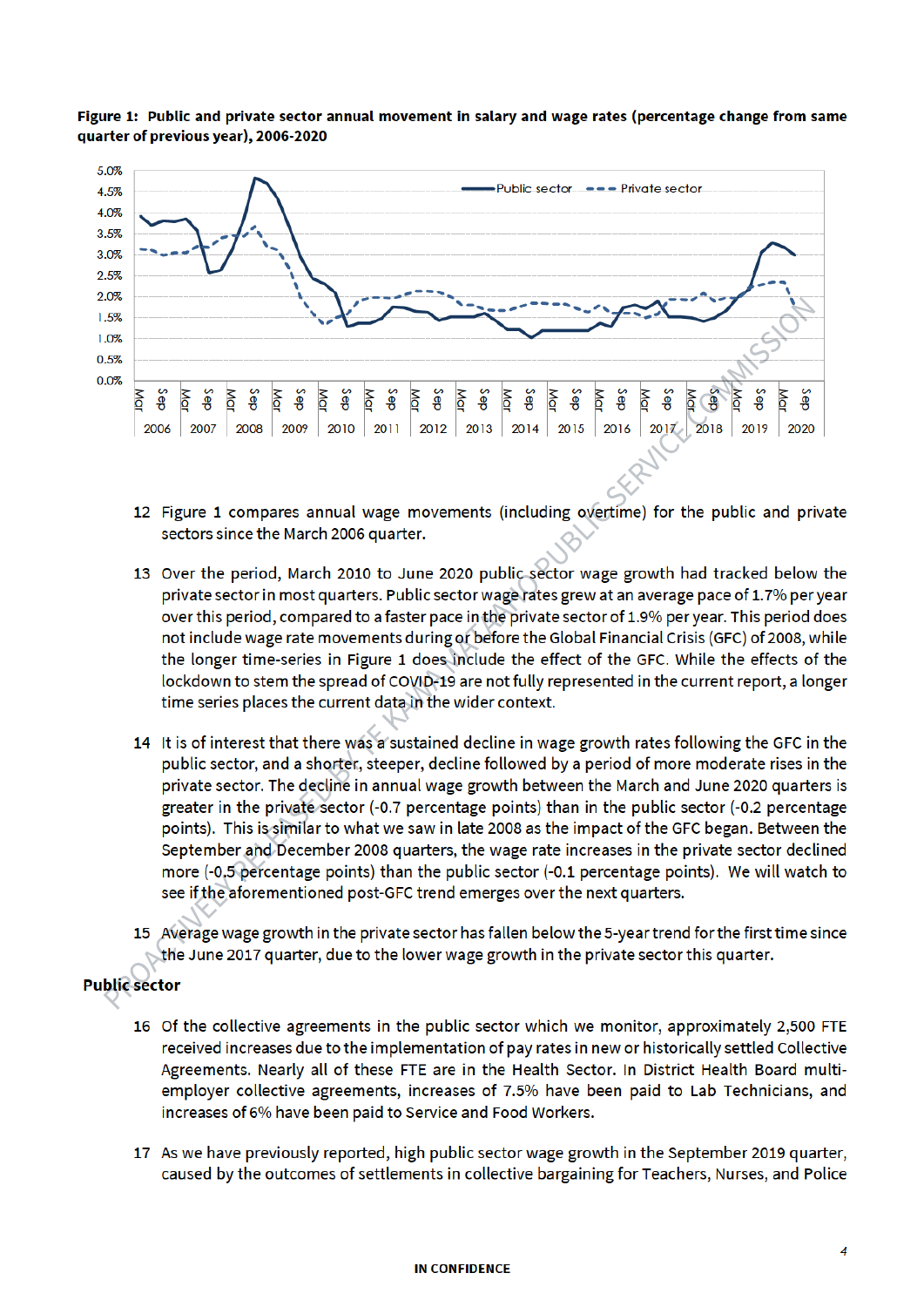**Figure 1: Public and private sector annual movement in salary and wage rates (percentage change from same quarter of previous year), 2006-2020**

12 Figure 1 compares annual wage movements (including overtime) for the public and private sectors since the March 2006 quarter.

13 Over the period, March 2010 to June 2020 public sector wage growth had tracked below the private sector in most quarters. Public sector wage rates grew at an average pace of 1.7% per year over this period, compared to a faster pace in the private sector of 1.9% per year. This period does not include wage rate movements during or before the Global Financial Crisis (GFC) of 2008, while the longer time-series in Figure 1 does include the effect of the GFC. While the effects of the lockdown to stem the spread of COVID-19 are not fully represented in the current report, a longer time series places the current data in the wider context.

14 It is of interest that there was a sustained decline in wage growth rates following the GFC in the public sector, and a shorter, steeper, decline followed by a period of more moderate rises in the private sector. The decline in annual wage growth between the March and June 2020 quarters is greater in the private sector (-0.7 percentage points) than in the public sector (-0.2 percentage points). This is similar to what we saw in late 2008 as the impact of the GFC began. Between the September and December 2008 quarters, the wage rate increases in the private sector declined more (-0.5 percentage points) than the public sector (-0.1 percentage points). We will watch to see if the aforementioned post-GFC trend emerges over the next quarters.

15 Average wage growth in the private sector has fallen below the 5-year trend for the first time since the June 2017 quarter, due to the lower wage growth in the private sector this quarter.

**Public sector**

16 Of the collective agreements in the public sector which we monitor, approximately 2,500 FTE received increases due to the implementation of pay rates in new or historically settled Collective Agreements. Nearly all of these FTE are in the Health Sector. In District Health Board multi-employer collective agreements, increases of 7.5% have been paid to Lab Technicians, and increases of 6% have been paid to Service and Food Workers.

17 As we have previously reported, high public sector wage growth in the September 2019 quarter, caused by the outcomes of settlements in collective bargaining for Teachers, Nurses, and Police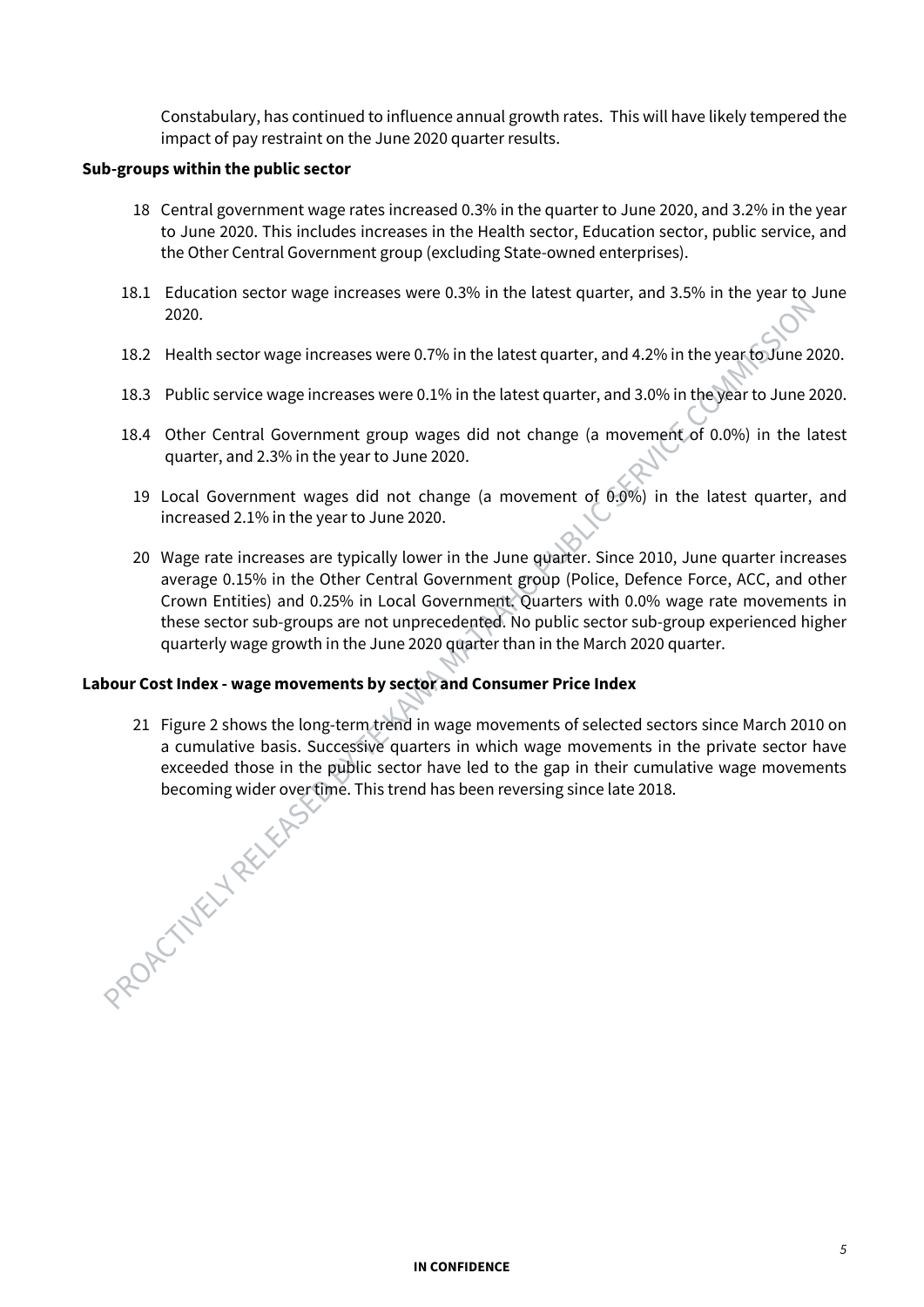Constabulary, has continued to influence annual growth rates. This will have likely tempered the impact of pay restraint on the June 2020 quarter results.

**Sub-groups within the public sector**

18 Central government wage rates increased 0.3% in the quarter to June 2020, and 3.2% in the year to June 2020. This includes increases in the Health sector, Education sector, public service, and the Other Central Government group (excluding State-owned enterprises).

18.1 Education sector wage increases were 0.3% in the latest quarter, and 3.5% in the year to June 2020.

18.2 Health sector wage increases were 0.7% in the latest quarter, and 4.2% in the year to June 2020.

18.3 Public service wage increases were 0.1% in the latest quarter, and 3.0% in the year to June 2020.

18.4 Other Central Government group wages did not change (a movement of 0.0%) in the latest quarter, and 2.3% in the year to June 2020.

19 Local Government wages did not change (a movement of 0.0%) in the latest quarter, and increased 2.1% in the year to June 2020.

20 Wage rate increases are typically lower in the June quarter. Since 2010, June quarter increases average 0.15% in the Other Central Government group (Police, Defence Force, ACC, and other Crown Entities) and 0.25% in Local Government. Quarters with 0.0% wage rate movements in these sector sub-groups are not unprecedented. No public sector sub-group experienced higher quarterly wage growth in the June 2020 quarter than in the March 2020 quarter.

**Labour Cost Index - wage movements by sector and Consumer Price Index**

21 Figure 2 shows the long-term trend in wage movements of selected sectors since March 2010 on a cumulative basis. Successive quarters in which wage movements in the private sector have exceeded those in the public sector have led to the gap in their cumulative wage movements becoming wider over time. This trend has been reversing since late 2018.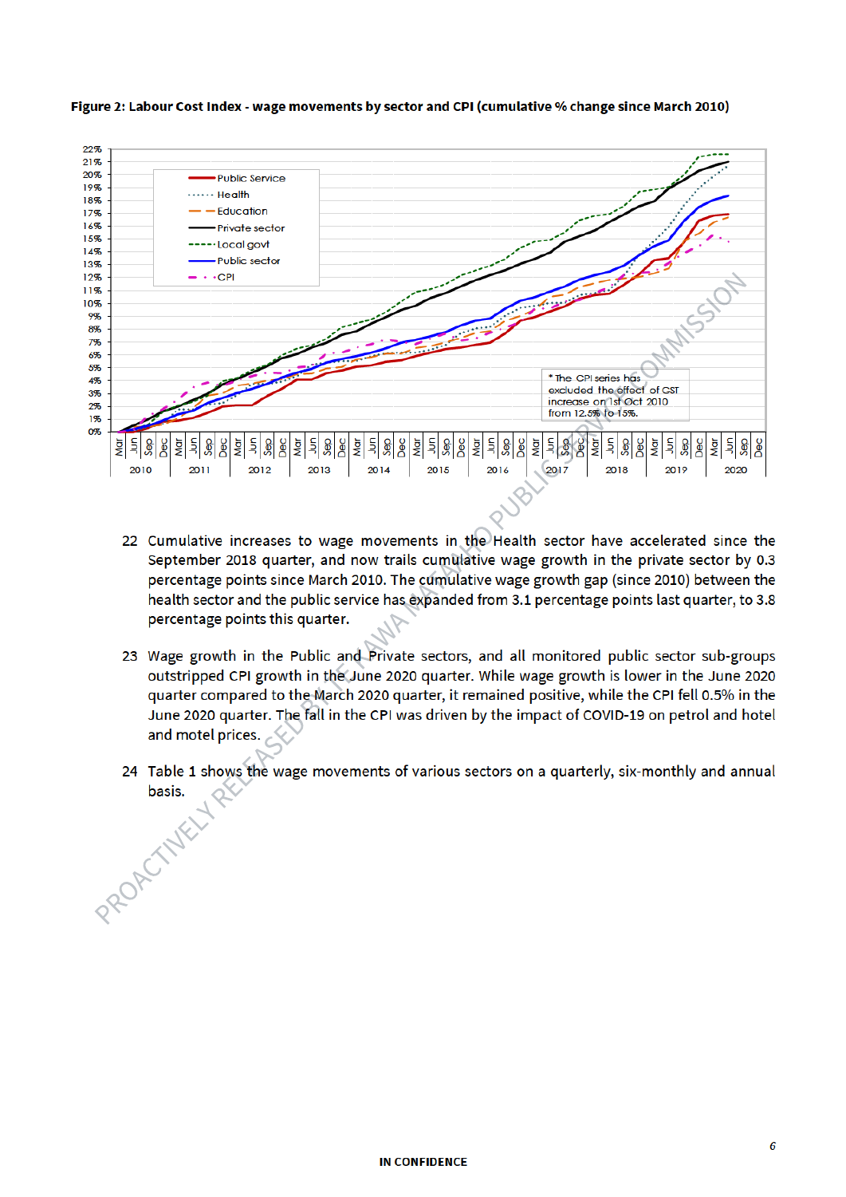**Figure 2: Labour Cost Index - wage movements by sector and CPI (cumulative % change since March 2010)**

22 Cumulative increases to wage movements in the Health sector have accelerated since the September 2018 quarter, and now trails cumulative wage growth in the private sector by 0.3 percentage points since March 2010. The cumulative wage growth gap (since 2010) between the health sector and the public service has expanded from 3.1 percentage points last quarter, to 3.8 percentage points this quarter.

23 Wage growth in the Public and Private sectors, and all monitored public sector sub-groups outstripped CPI growth in the June 2020 quarter. While wage growth is lower in the June 2020 quarter compared to the March 2020 quarter, it remained positive, while the CPI fell 0.5% in the June 2020 quarter. The fall in the CPI was driven by the impact of COVID-19 on petrol and hotel and motel prices.

24 Table 1 shows the wage movements of various sectors on a quarterly, six-monthly and annual basis.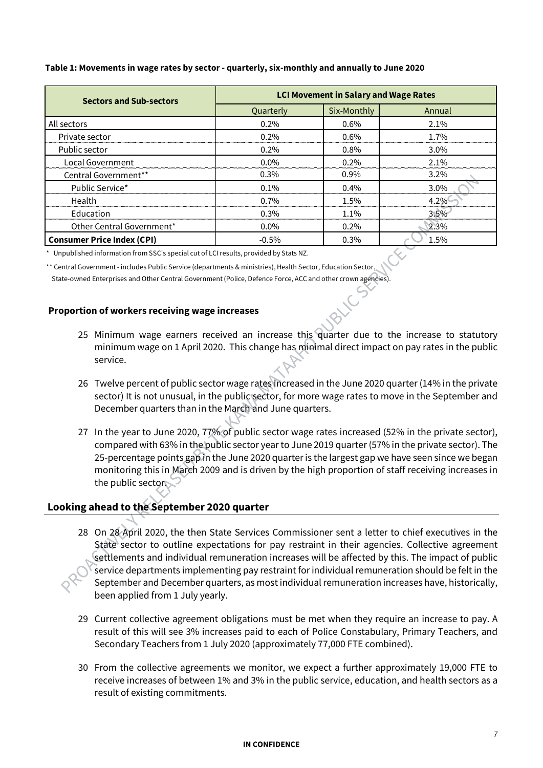**Table 1: Movements in wage rates by sector - quarterly, six-monthly and annually to June 2020**

| Sectors and Sub-sectors | LCI Movement in Salary and Wage Rates | | |
|---|---|---|---|
| | Quarterly | Six-Monthly | Annual |
| All sectors | 0.2% | 0.6% | 2.1% |
| Private sector | 0.2% | 0.6% | 1.7% |
| Public sector | 0.2% | 0.8% | 3.0% |
| Local Government | 0.0% | 0.2% | 2.1% |
| Central Government** | 0.3% | 0.9% | 3.2% |
| Public Service* | 0.1% | 0.4% | 3.0% |
| Health | 0.7% | 1.5% | 4.2% |
| Education | 0.3% | 1.1% | 3.5% |
| Other Central Government* | 0.0% | 0.2% | 2.3% |
| **Consumer Price Index (CPI)** | -0.5% | 0.3% | 1.5% |

\* Unpublished information from SSC's special cut of LCI results, provided by Stats NZ.

** Central Government - includes Public Service (departments & ministries), Health Sector, Education Sector, State-owned Enterprises and Other Central Government (Police, Defence Force, ACC and other crown agencies).

### Proportion of workers receiving wage increases

25 Minimum wage earners received an increase this quarter due to the increase to statutory minimum wage on 1 April 2020. This change has minimal direct impact on pay rates in the public service.

26 Twelve percent of public sector wage rates increased in the June 2020 quarter (14% in the private sector) It is not unusual, in the public sector, for more wage rates to move in the September and December quarters than in the March and June quarters.

27 In the year to June 2020, 77% of public sector wage rates increased (52% in the private sector), compared with 63% in the public sector year to June 2019 quarter (57% in the private sector). The 25-percentage points gap in the June 2020 quarter is the largest gap we have seen since we began monitoring this in March 2009 and is driven by the high proportion of staff receiving increases in the public sector.

## Looking ahead to the September 2020 quarter

28 On 28 April 2020, the then State Services Commissioner sent a letter to chief executives in the State sector to outline expectations for pay restraint in their agencies. Collective agreement settlements and individual remuneration increases will be affected by this. The impact of public service departments implementing pay restraint for individual remuneration should be felt in the September and December quarters, as most individual remuneration increases have, historically, been applied from 1 July yearly.

29 Current collective agreement obligations must be met when they require an increase to pay. A result of this will see 3% increases paid to each of Police Constabulary, Primary Teachers, and Secondary Teachers from 1 July 2020 (approximately 77,000 FTE combined).

30 From the collective agreements we monitor, we expect a further approximately 19,000 FTE to receive increases of between 1% and 3% in the public service, education, and health sectors as a result of existing commitments.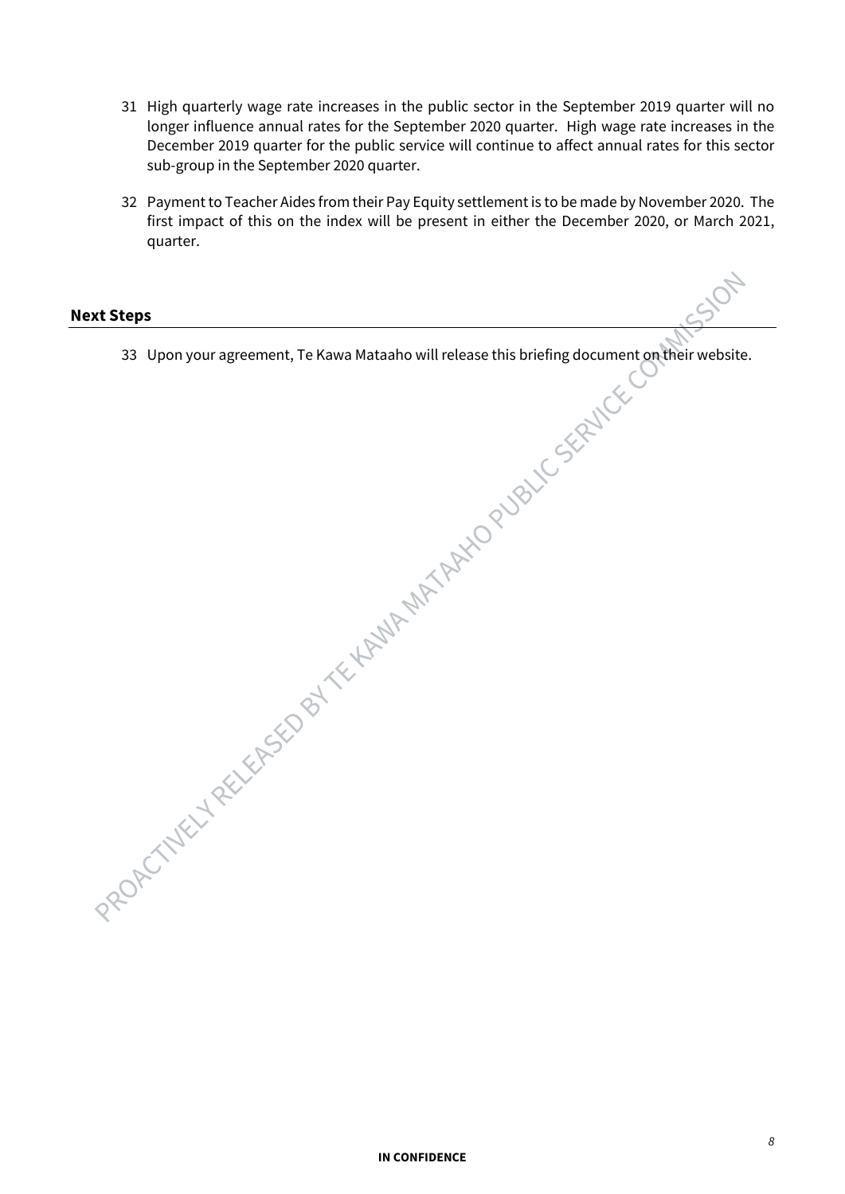31 High quarterly wage rate increases in the public sector in the September 2019 quarter will no longer influence annual rates for the September 2020 quarter. High wage rate increases in the December 2019 quarter for the public service will continue to affect annual rates for this sector sub-group in the September 2020 quarter.

32 Payment to Teacher Aides from their Pay Equity settlement is to be made by November 2020. The first impact of this on the index will be present in either the December 2020, or March 2021, quarter.

## Next Steps

33 Upon your agreement, Te Kawa Mataaho will release this briefing document on their website.